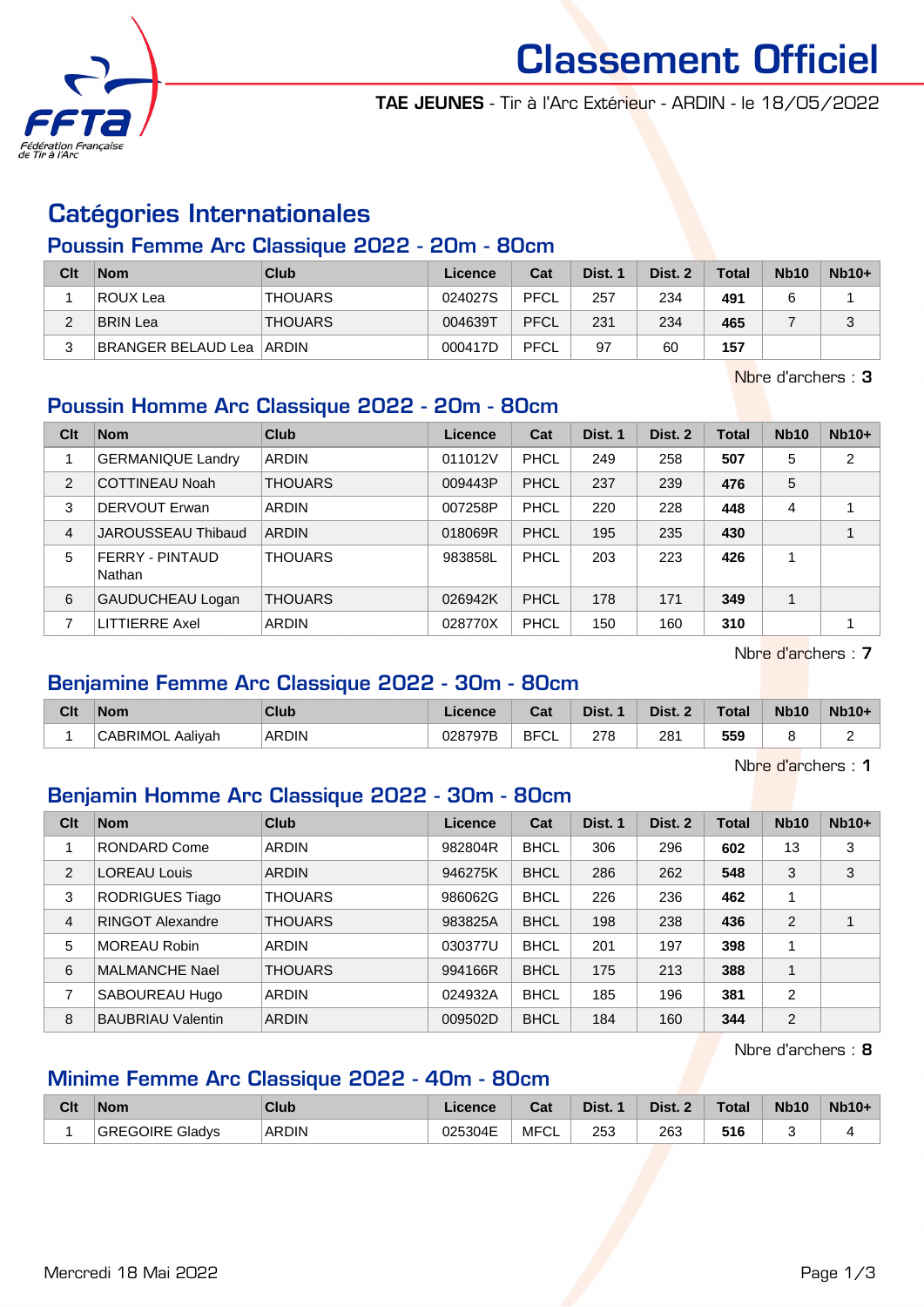# Classement Officiel

**TAE JEUNES** - Tir à l'Arc Extérieur - ARDIN - le 18/05/2022

## Catégories Internationales

### Poussin Femme Arc Classique 2022 - 20m - 80cm

| Clt | Nom | Club | Licence | Cat | Dist. 1 | Dist. 2 | Total | Nb10 | Nb10+ |
|---|---|---|---|---|---|---|---|---|---|
| 1 | ROUX Lea | THOUARS | 024027S | PFCL | 257 | 234 | **491** | 6 | 1 |
| 2 | BRIN Lea | THOUARS | 004639T | PFCL | 231 | 234 | **465** | 7 | 3 |
| 3 | BRANGER BELAUD Lea | ARDIN | 000417D | PFCL | 97 | 60 | **157** | | |

Nbre d'archers : **3**

### Poussin Homme Arc Classique 2022 - 20m - 80cm

| Clt | Nom | Club | Licence | Cat | Dist. 1 | Dist. 2 | Total | Nb10 | Nb10+ |
|---|---|---|---|---|---|---|---|---|---|
| 1 | GERMANIQUE Landry | ARDIN | 011012V | PHCL | 249 | 258 | **507** | 5 | 2 |
| 2 | COTTINEAU Noah | THOUARS | 009443P | PHCL | 237 | 239 | **476** | 5 | |
| 3 | DERVOUT Erwan | ARDIN | 007258P | PHCL | 220 | 228 | **448** | 4 | 1 |
| 4 | JAROUSSEAU Thibaud | ARDIN | 018069R | PHCL | 195 | 235 | **430** | | 1 |
| 5 | FERRY - PINTAUD Nathan | THOUARS | 983858L | PHCL | 203 | 223 | **426** | 1 | |
| 6 | GAUDUCHEAU Logan | THOUARS | 026942K | PHCL | 178 | 171 | **349** | 1 | |
| 7 | LITTIERRE Axel | ARDIN | 028770X | PHCL | 150 | 160 | **310** | | 1 |

Nbre d'archers : **7**

### Benjamine Femme Arc Classique 2022 - 30m - 80cm

| Clt | Nom | Club | Licence | Cat | Dist. 1 | Dist. 2 | Total | Nb10 | Nb10+ |
|---|---|---|---|---|---|---|---|---|---|
| 1 | CABRIMOL Aaliyah | ARDIN | 028797B | BFCL | 278 | 281 | **559** | 8 | 2 |

Nbre d'archers : **1**

### Benjamin Homme Arc Classique 2022 - 30m - 80cm

| Clt | Nom | Club | Licence | Cat | Dist. 1 | Dist. 2 | Total | Nb10 | Nb10+ |
|---|---|---|---|---|---|---|---|---|---|
| 1 | RONDARD Come | ARDIN | 982804R | BHCL | 306 | 296 | **602** | 13 | 3 |
| 2 | LOREAU Louis | ARDIN | 946275K | BHCL | 286 | 262 | **548** | 3 | 3 |
| 3 | RODRIGUES Tiago | THOUARS | 986062G | BHCL | 226 | 236 | **462** | 1 | |
| 4 | RINGOT Alexandre | THOUARS | 983825A | BHCL | 198 | 238 | **436** | 2 | 1 |
| 5 | MOREAU Robin | ARDIN | 030377U | BHCL | 201 | 197 | **398** | 1 | |
| 6 | MALMANCHE Nael | THOUARS | 994166R | BHCL | 175 | 213 | **388** | 1 | |
| 7 | SABOUREAU Hugo | ARDIN | 024932A | BHCL | 185 | 196 | **381** | 2 | |
| 8 | BAUBRIAU Valentin | ARDIN | 009502D | BHCL | 184 | 160 | **344** | 2 | |

Nbre d'archers : **8**

### Minime Femme Arc Classique 2022 - 40m - 80cm

| Clt | Nom | Club | Licence | Cat | Dist. 1 | Dist. 2 | Total | Nb10 | Nb10+ |
|---|---|---|---|---|---|---|---|---|---|
| 1 | GREGOIRE Gladys | ARDIN | 025304E | MFCL | 253 | 263 | **516** | 3 | 4 |

Mercredi 18 Mai 2022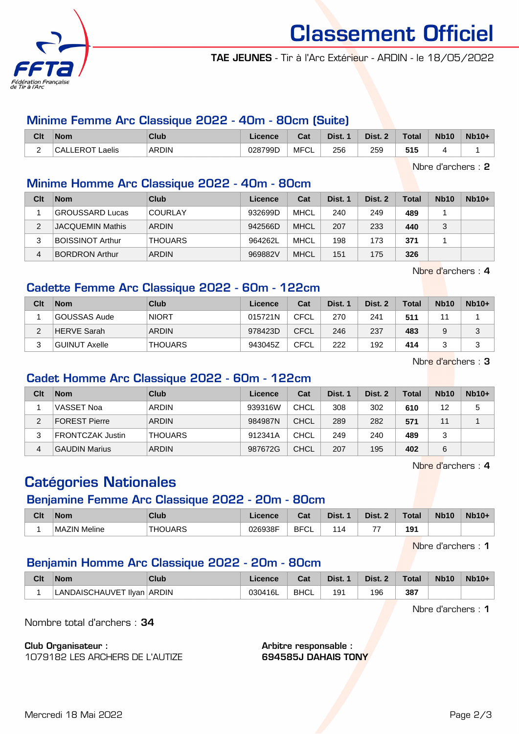# Classement Officiel

**TAE JEUNES** - Tir à l'Arc Extérieur - ARDIN - le 18/05/2022

## Minime Femme Arc Classique 2022 - 40m - 80cm (Suite)

| Clt | Nom | Club | Licence | Cat | Dist. 1 | Dist. 2 | Total | Nb10 | Nb10+ |
|---|---|---|---|---|---|---|---|---|---|
| 2 | CALLEROT Laelis | ARDIN | 028799D | MFCL | 256 | 259 | **515** | 4 | 1 |

Nbre d'archers : **2**

## Minime Homme Arc Classique 2022 - 40m - 80cm

| Clt | Nom | Club | Licence | Cat | Dist. 1 | Dist. 2 | Total | Nb10 | Nb10+ |
|---|---|---|---|---|---|---|---|---|---|
| 1 | GROUSSARD Lucas | COURLAY | 932699D | MHCL | 240 | 249 | **489** | 1 | |
| 2 | JACQUEMIN Mathis | ARDIN | 942566D | MHCL | 207 | 233 | **440** | 3 | |
| 3 | BOISSINOT Arthur | THOUARS | 964262L | MHCL | 198 | 173 | **371** | 1 | |
| 4 | BORDRON Arthur | ARDIN | 969882V | MHCL | 151 | 175 | **326** | | |

Nbre d'archers : **4**

## Cadette Femme Arc Classique 2022 - 60m - 122cm

| Clt | Nom | Club | Licence | Cat | Dist. 1 | Dist. 2 | Total | Nb10 | Nb10+ |
|---|---|---|---|---|---|---|---|---|---|
| 1 | GOUSSAS Aude | NIORT | 015721N | CFCL | 270 | 241 | **511** | 11 | 1 |
| 2 | HERVE Sarah | ARDIN | 978423D | CFCL | 246 | 237 | **483** | 9 | 3 |
| 3 | GUINUT Axelle | THOUARS | 943045Z | CFCL | 222 | 192 | **414** | 3 | 3 |

Nbre d'archers : **3**

## Cadet Homme Arc Classique 2022 - 60m - 122cm

| Clt | Nom | Club | Licence | Cat | Dist. 1 | Dist. 2 | Total | Nb10 | Nb10+ |
|---|---|---|---|---|---|---|---|---|---|
| 1 | VASSET Noa | ARDIN | 939316W | CHCL | 308 | 302 | **610** | 12 | 5 |
| 2 | FOREST Pierre | ARDIN | 984987N | CHCL | 289 | 282 | **571** | 11 | 1 |
| 3 | FRONTCZAK Justin | THOUARS | 912341A | CHCL | 249 | 240 | **489** | 3 | |
| 4 | GAUDIN Marius | ARDIN | 987672G | CHCL | 207 | 195 | **402** | 6 | |

Nbre d'archers : **4**

# Catégories Nationales

## Benjamine Femme Arc Classique 2022 - 20m - 80cm

| Clt | Nom | Club | Licence | Cat | Dist. 1 | Dist. 2 | Total | Nb10 | Nb10+ |
|---|---|---|---|---|---|---|---|---|---|
| 1 | MAZIN Meline | THOUARS | 026938F | BFCL | 114 | 77 | **191** | | |

Nbre d'archers : **1**

## Benjamin Homme Arc Classique 2022 - 20m - 80cm

| Clt | Nom | Club | Licence | Cat | Dist. 1 | Dist. 2 | Total | Nb10 | Nb10+ |
|---|---|---|---|---|---|---|---|---|---|
| 1 | LANDAISCHAUVET Ilyan | ARDIN | 030416L | BHCL | 191 | 196 | **387** | | |

Nbre d'archers : **1**

Nombre total d'archers : **34**

**Club Organisateur :**
1079182 LES ARCHERS DE L'AUTIZE

**Arbitre responsable :**
**694585J DAHAIS TONY**

Mercredi 18 Mai 2022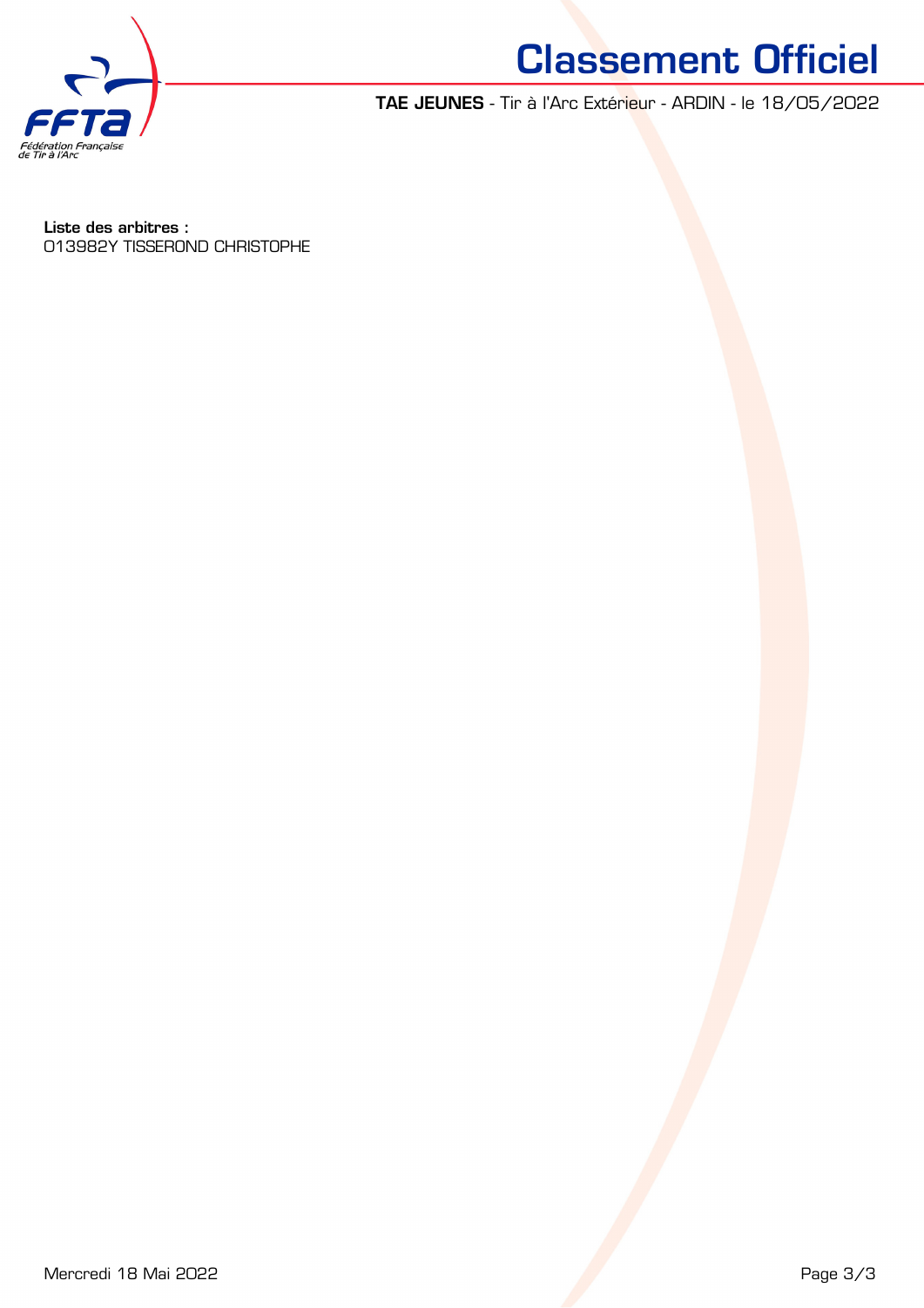# Classement Officiel

**TAE JEUNES** - Tir à l'Arc Extérieur - ARDIN - le 18/05/2022

**Liste des arbitres :**
013982Y TISSEROND CHRISTOPHE